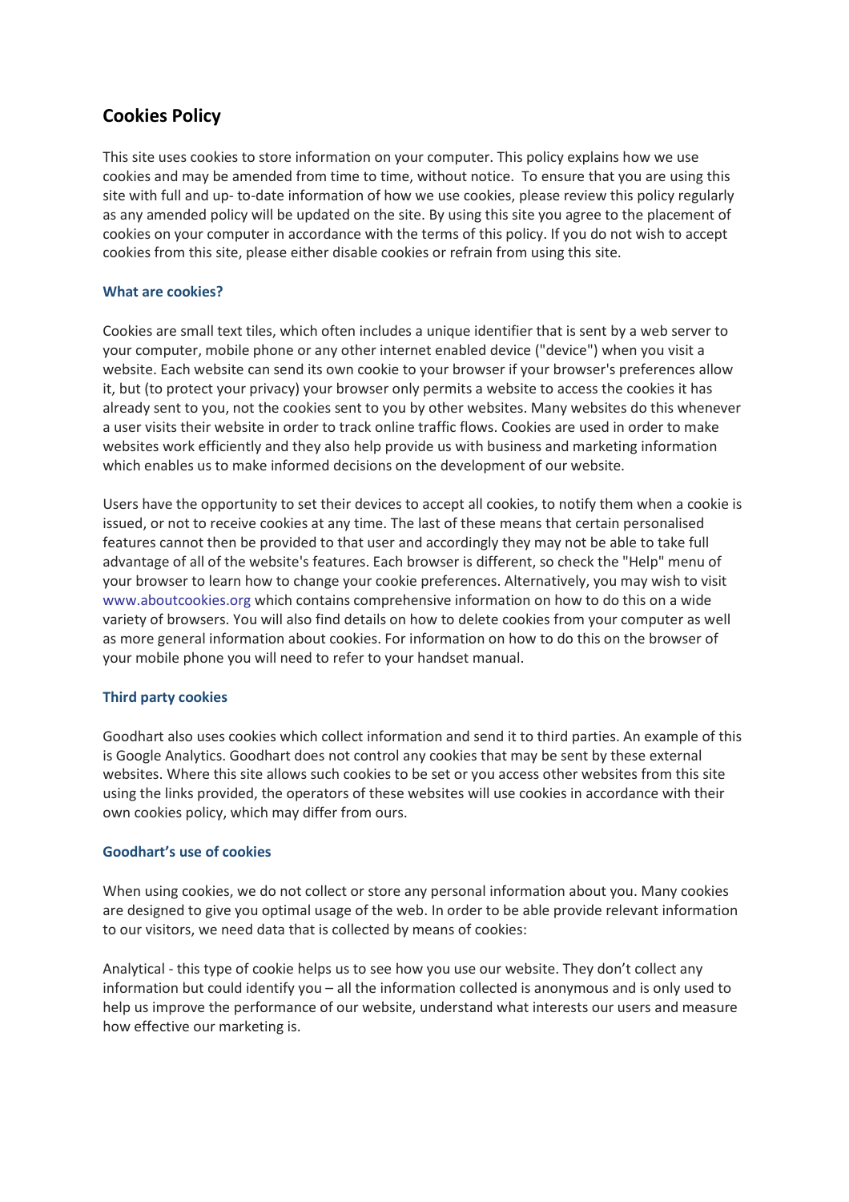# Cookies Policy

This site uses cookies to store information on your computer. This policy explains how we use cookies and may be amended from time to time, without notice. To ensure that you are using this site with full and up- to-date information of how we use cookies, please review this policy regularly as any amended policy will be updated on the site. By using this site you agree to the placement of cookies on your computer in accordance with the terms of this policy. If you do not wish to accept cookies from this site, please either disable cookies or refrain from using this site.

### What are cookies?

Cookies are small text tiles, which often includes a unique identifier that is sent by a web server to your computer, mobile phone or any other internet enabled device ("device") when you visit a website. Each website can send its own cookie to your browser if your browser's preferences allow it, but (to protect your privacy) your browser only permits a website to access the cookies it has already sent to you, not the cookies sent to you by other websites. Many websites do this whenever a user visits their website in order to track online traffic flows. Cookies are used in order to make websites work efficiently and they also help provide us with business and marketing information which enables us to make informed decisions on the development of our website.

Users have the opportunity to set their devices to accept all cookies, to notify them when a cookie is issued, or not to receive cookies at any time. The last of these means that certain personalised features cannot then be provided to that user and accordingly they may not be able to take full advantage of all of the website's features. Each browser is different, so check the "Help" menu of your browser to learn how to change your cookie preferences. Alternatively, you may wish to visit www.aboutcookies.org which contains comprehensive information on how to do this on a wide variety of browsers. You will also find details on how to delete cookies from your computer as well as more general information about cookies. For information on how to do this on the browser of your mobile phone you will need to refer to your handset manual.

### Third party cookies

Goodhart also uses cookies which collect information and send it to third parties. An example of this is Google Analytics. Goodhart does not control any cookies that may be sent by these external websites. Where this site allows such cookies to be set or you access other websites from this site using the links provided, the operators of these websites will use cookies in accordance with their own cookies policy, which may differ from ours.

### Goodhart's use of cookies

When using cookies, we do not collect or store any personal information about you. Many cookies are designed to give you optimal usage of the web. In order to be able provide relevant information to our visitors, we need data that is collected by means of cookies:

Analytical - this type of cookie helps us to see how you use our website. They don't collect any information but could identify you – all the information collected is anonymous and is only used to help us improve the performance of our website, understand what interests our users and measure how effective our marketing is.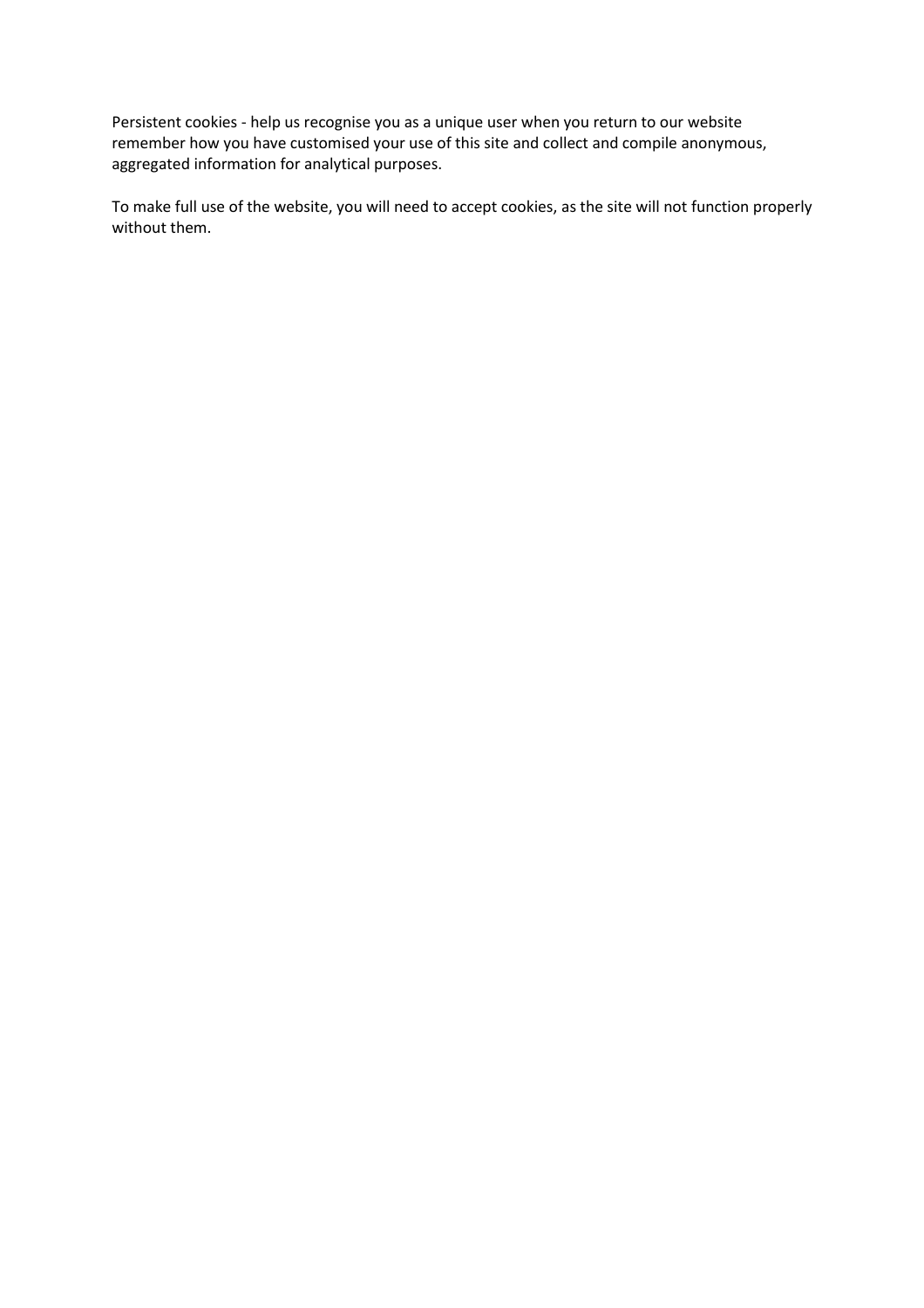Persistent cookies - help us recognise you as a unique user when you return to our website remember how you have customised your use of this site and collect and compile anonymous, aggregated information for analytical purposes.

To make full use of the website, you will need to accept cookies, as the site will not function properly without them.